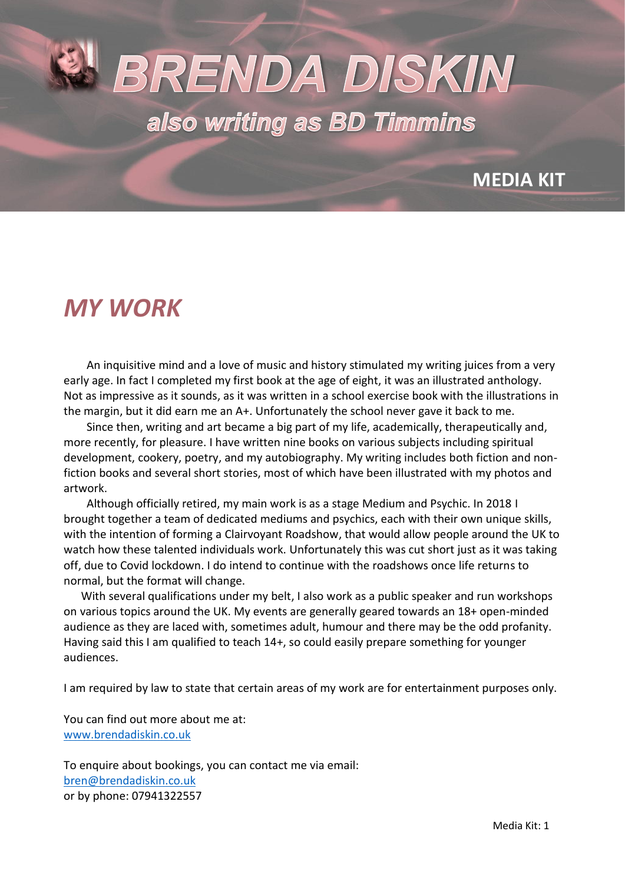# BRENDA DISKIN

## *also writing as BD Timmins*

**MEDIA KIT**

## *MY WORK*

An inquisitive mind and a love of music and history stimulated my writing juices from a very early age. In fact I completed my first book at the age of eight, it was an illustrated anthology. Not as impressive as it sounds, as it was written in a school exercise book with the illustrations in the margin, but it did earn me an A+. Unfortunately the school never gave it back to me.

Since then, writing and art became a big part of my life, academically, therapeutically and, more recently, for pleasure. I have written nine books on various subjects including spiritual development, cookery, poetry, and my autobiography. My writing includes both fiction and non-fiction books and several short stories, most of which have been illustrated with my photos and artwork.

Although officially retired, my main work is as a stage Medium and Psychic. In 2018 I brought together a team of dedicated mediums and psychics, each with their own unique skills, with the intention of forming a Clairvoyant Roadshow, that would allow people around the UK to watch how these talented individuals work. Unfortunately this was cut short just as it was taking off, due to Covid lockdown. I do intend to continue with the roadshows once life returns to normal, but the format will change.

With several qualifications under my belt, I also work as a public speaker and run workshops on various topics around the UK. My events are generally geared towards an 18+ open-minded audience as they are laced with, sometimes adult, humour and there may be the odd profanity. Having said this I am qualified to teach 14+, so could easily prepare something for younger audiences.

I am required by law to state that certain areas of my work are for entertainment purposes only.

You can find out more about me at:
[www.brendadiskin.co.uk](http://www.brendadiskin.co.uk)

To enquire about bookings, you can contact me via email:
[bren@brendadiskin.co.uk](mailto:bren@brendadiskin.co.uk)
or by phone: 07941322557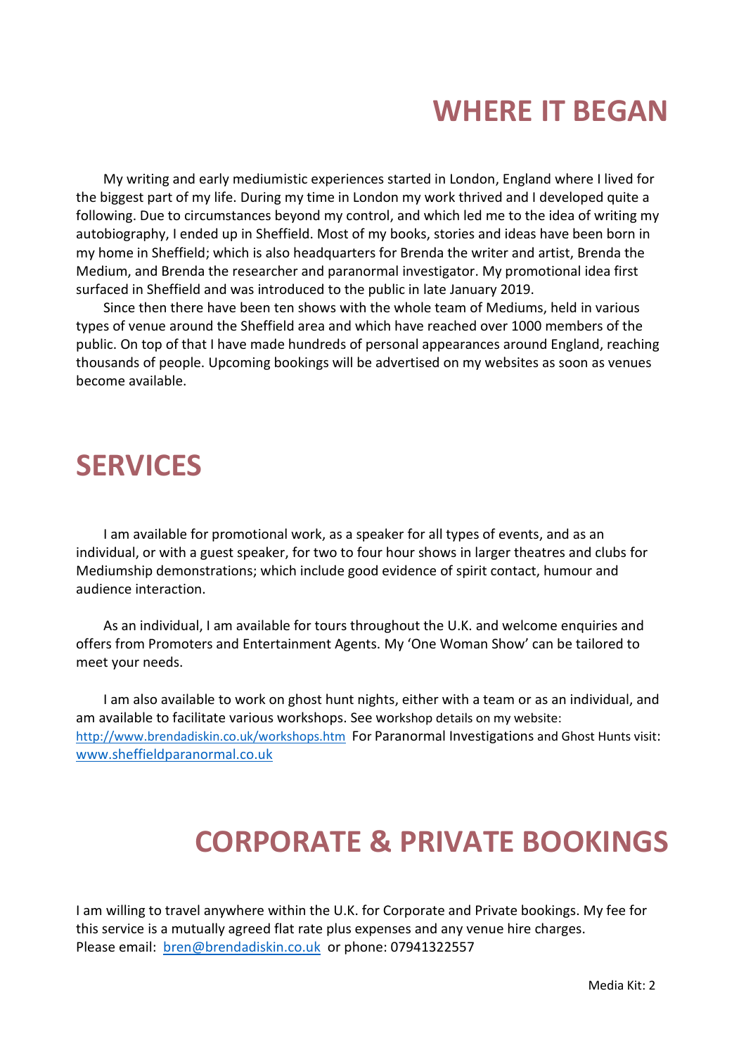# WHERE IT BEGAN

My writing and early mediumistic experiences started in London, England where I lived for the biggest part of my life. During my time in London my work thrived and I developed quite a following. Due to circumstances beyond my control, and which led me to the idea of writing my autobiography, I ended up in Sheffield. Most of my books, stories and ideas have been born in my home in Sheffield; which is also headquarters for Brenda the writer and artist, Brenda the Medium, and Brenda the researcher and paranormal investigator. My promotional idea first surfaced in Sheffield and was introduced to the public in late January 2019.

Since then there have been ten shows with the whole team of Mediums, held in various types of venue around the Sheffield area and which have reached over 1000 members of the public. On top of that I have made hundreds of personal appearances around England, reaching thousands of people. Upcoming bookings will be advertised on my websites as soon as venues become available.

# SERVICES

I am available for promotional work, as a speaker for all types of events, and as an individual, or with a guest speaker, for two to four hour shows in larger theatres and clubs for Mediumship demonstrations; which include good evidence of spirit contact, humour and audience interaction.

As an individual, I am available for tours throughout the U.K. and welcome enquiries and offers from Promoters and Entertainment Agents. My 'One Woman Show' can be tailored to meet your needs.

I am also available to work on ghost hunt nights, either with a team or as an individual, and am available to facilitate various workshops. See workshop details on my website: [http://www.brendadiskin.co.uk/workshops.htm](http://www.brendadiskin.co.uk/workshops.htm) For Paranormal Investigations and Ghost Hunts visit: [www.sheffieldparanormal.co.uk](http://www.sheffieldparanormal.co.uk)

# CORPORATE & PRIVATE BOOKINGS

I am willing to travel anywhere within the U.K. for Corporate and Private bookings. My fee for this service is a mutually agreed flat rate plus expenses and any venue hire charges.
Please email: [bren@brendadiskin.co.uk](mailto:bren@brendadiskin.co.uk) or phone: 07941322557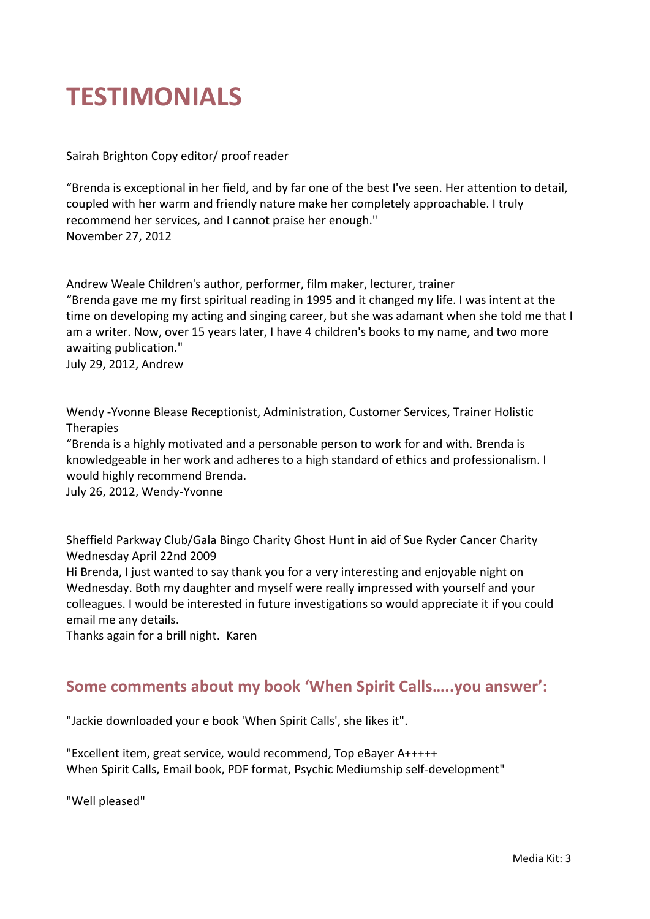# TESTIMONIALS

Sairah Brighton Copy editor/ proof reader

“Brenda is exceptional in her field, and by far one of the best I've seen. Her attention to detail, coupled with her warm and friendly nature make her completely approachable. I truly recommend her services, and I cannot praise her enough."
November 27, 2012

Andrew Weale Children's author, performer, film maker, lecturer, trainer
“Brenda gave me my first spiritual reading in 1995 and it changed my life. I was intent at the time on developing my acting and singing career, but she was adamant when she told me that I am a writer. Now, over 15 years later, I have 4 children's books to my name, and two more awaiting publication."
July 29, 2012, Andrew

Wendy -Yvonne Blease Receptionist, Administration, Customer Services, Trainer Holistic Therapies
“Brenda is a highly motivated and a personable person to work for and with. Brenda is knowledgeable in her work and adheres to a high standard of ethics and professionalism. I would highly recommend Brenda.
July 26, 2012, Wendy-Yvonne

Sheffield Parkway Club/Gala Bingo Charity Ghost Hunt in aid of Sue Ryder Cancer Charity Wednesday April 22nd 2009
Hi Brenda, I just wanted to say thank you for a very interesting and enjoyable night on Wednesday. Both my daughter and myself were really impressed with yourself and your colleagues. I would be interested in future investigations so would appreciate it if you could email me any details.
Thanks again for a brill night. Karen

## Some comments about my book ‘When Spirit Calls…..you answer’:

"Jackie downloaded your e book 'When Spirit Calls', she likes it".

"Excellent item, great service, would recommend, Top eBayer A+++++
When Spirit Calls, Email book, PDF format, Psychic Mediumship self-development"

"Well pleased"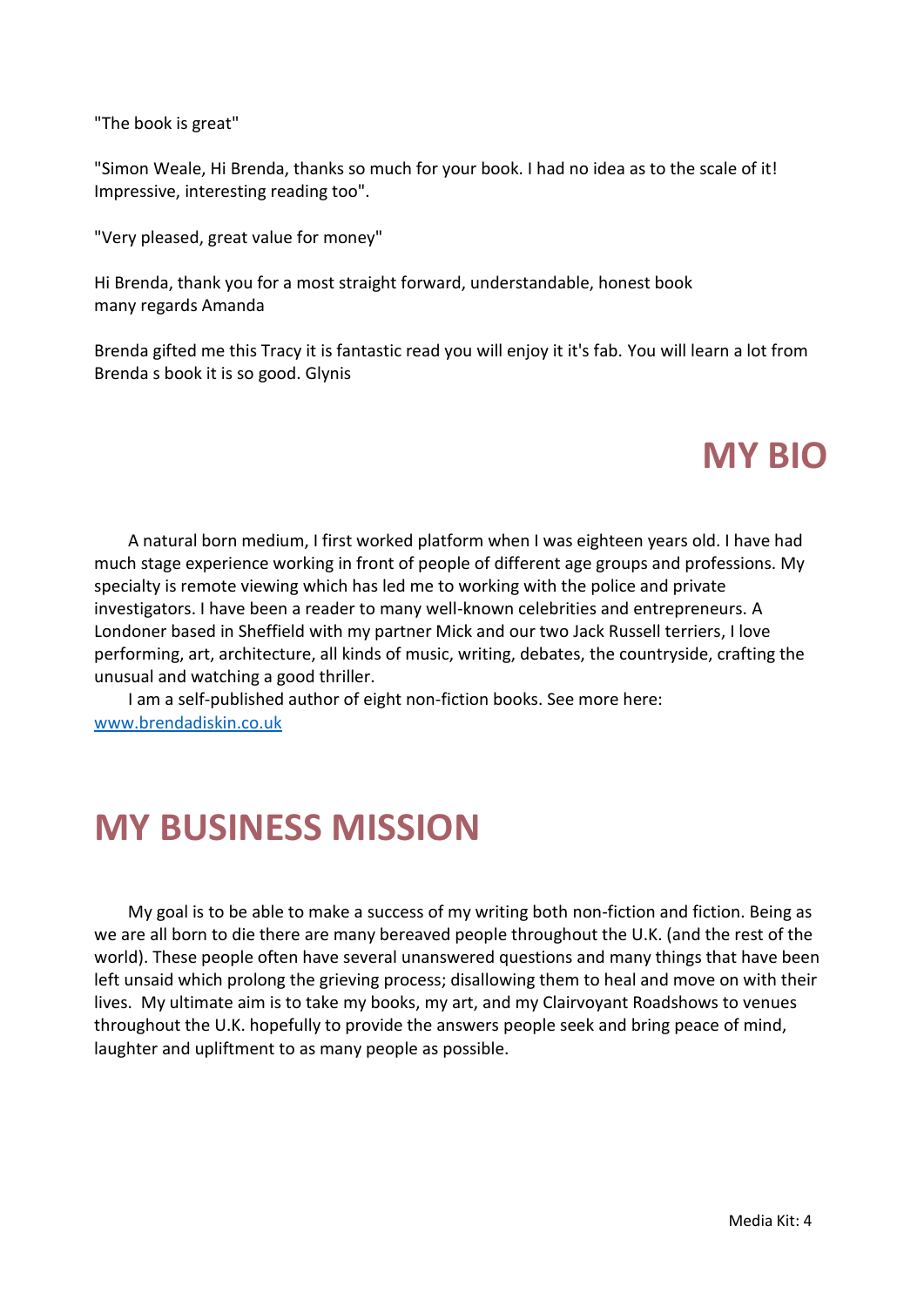"The book is great"

"Simon Weale, Hi Brenda, thanks so much for your book. I had no idea as to the scale of it! Impressive, interesting reading too".

"Very pleased, great value for money"

Hi Brenda, thank you for a most straight forward, understandable, honest book
many regards Amanda

Brenda gifted me this Tracy it is fantastic read you will enjoy it it's fab. You will learn a lot from Brenda s book it is so good. Glynis

# MY BIO

A natural born medium, I first worked platform when I was eighteen years old. I have had much stage experience working in front of people of different age groups and professions. My specialty is remote viewing which has led me to working with the police and private investigators. I have been a reader to many well-known celebrities and entrepreneurs. A Londoner based in Sheffield with my partner Mick and our two Jack Russell terriers, I love performing, art, architecture, all kinds of music, writing, debates, the countryside, crafting the unusual and watching a good thriller.

I am a self-published author of eight non-fiction books. See more here: [www.brendadiskin.co.uk](http://www.brendadiskin.co.uk)

# MY BUSINESS MISSION

My goal is to be able to make a success of my writing both non-fiction and fiction. Being as we are all born to die there are many bereaved people throughout the U.K. (and the rest of the world). These people often have several unanswered questions and many things that have been left unsaid which prolong the grieving process; disallowing them to heal and move on with their lives. My ultimate aim is to take my books, my art, and my Clairvoyant Roadshows to venues throughout the U.K. hopefully to provide the answers people seek and bring peace of mind, laughter and upliftment to as many people as possible.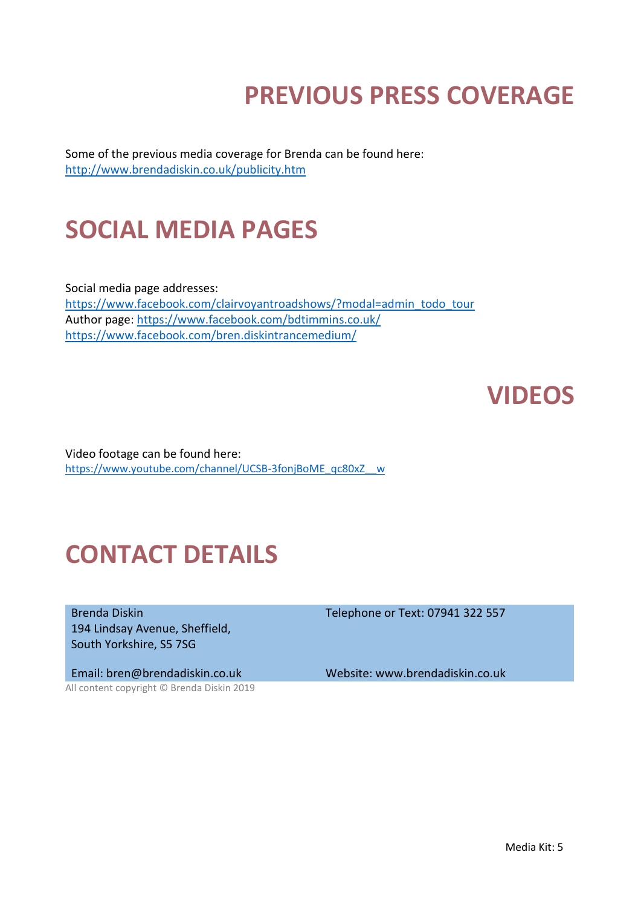# PREVIOUS PRESS COVERAGE

Some of the previous media coverage for Brenda can be found here:
http://www.brendadiskin.co.uk/publicity.htm

# SOCIAL MEDIA PAGES

Social media page addresses:
https://www.facebook.com/clairvoyantroadshows/?modal=admin_todo_tour
Author page: https://www.facebook.com/bdtimmins.co.uk/
https://www.facebook.com/bren.diskintrancemedium/

# VIDEOS

Video footage can be found here:
https://www.youtube.com/channel/UCSB-3fonjBoME_qc80xZ__w

# CONTACT DETAILS

| | |
|---|---|
| Brenda Diskin<br>194 Lindsay Avenue, Sheffield,<br>South Yorkshire, S5 7SG | Telephone or Text: 07941 322 557 |
| Email: bren@brendadiskin.co.uk | Website: www.brendadiskin.co.uk |

All content copyright © Brenda Diskin 2019

Media Kit: 5